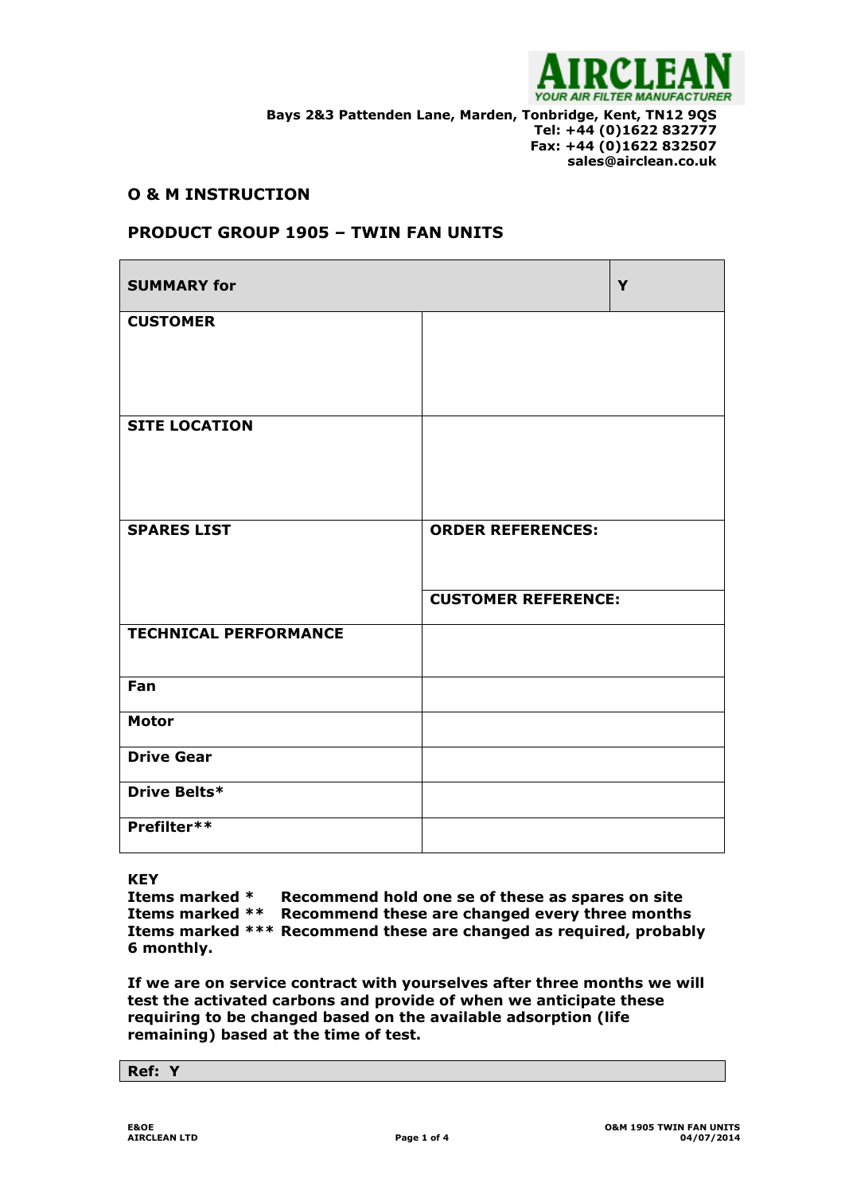AIRCLEAN
YOUR AIR FILTER MANUFACTURER

**Bays 2&3 Pattenden Lane, Marden, Tonbridge, Kent, TN12 9QS**
**Tel: +44 (0)1622 832777**
**Fax: +44 (0)1622 832507**
**sales@airclean.co.uk**

## O & M INSTRUCTION

## PRODUCT GROUP 1905 – TWIN FAN UNITS

| **SUMMARY for** | | **Y** |
|---|---|---|
| **CUSTOMER** | | |
| **SITE LOCATION** | | |
| **SPARES LIST** | **ORDER REFERENCES:** | |
| | **CUSTOMER REFERENCE:** | |
| **TECHNICAL PERFORMANCE** | | |
| **Fan** | | |
| **Motor** | | |
| **Drive Gear** | | |
| **Drive Belts*** | | |
| **Prefilter**** | | |

**KEY**
**Items marked * Recommend hold one se of these as spares on site**
**Items marked ** Recommend these are changed every three months**
**Items marked *** Recommend these are changed as required, probably 6 monthly.**

**If we are on service contract with yourselves after three months we will test the activated carbons and provide of when we anticipate these requiring to be changed based on the available adsorption (life remaining) based at the time of test.**

**Ref: Y**

E&OE
AIRCLEAN LTD

O&M 1905 TWIN FAN UNITS
04/07/2014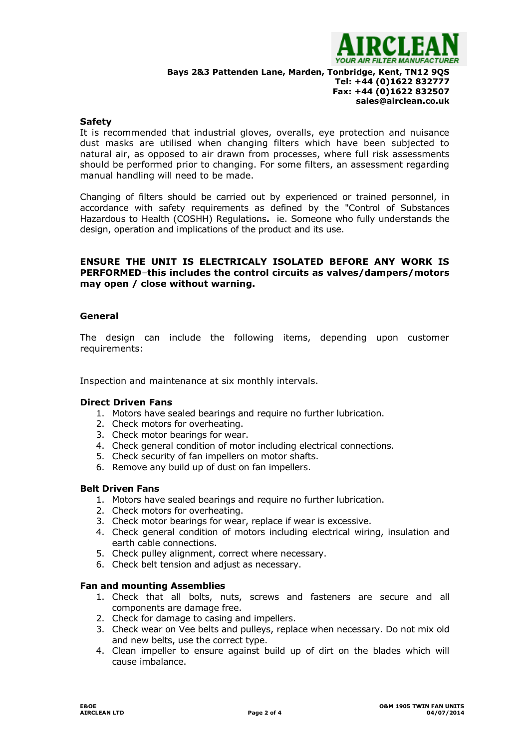**Safety**

It is recommended that industrial gloves, overalls, eye protection and nuisance dust masks are utilised when changing filters which have been subjected to natural air, as opposed to air drawn from processes, where full risk assessments should be performed prior to changing. For some filters, an assessment regarding manual handling will need to be made.

Changing of filters should be carried out by experienced or trained personnel, in accordance with safety requirements as defined by the "Control of Substances Hazardous to Health (COSHH) Regulations**.** ie. Someone who fully understands the design, operation and implications of the product and its use.

**ENSURE THE UNIT IS ELECTRICALY ISOLATED BEFORE ANY WORK IS PERFORMED–this includes the control circuits as valves/dampers/motors may open / close without warning.**

**General**

The design can include the following items, depending upon customer requirements:

Inspection and maintenance at six monthly intervals.

**Direct Driven Fans**

1. Motors have sealed bearings and require no further lubrication.
2. Check motors for overheating.
3. Check motor bearings for wear.
4. Check general condition of motor including electrical connections.
5. Check security of fan impellers on motor shafts.
6. Remove any build up of dust on fan impellers.

**Belt Driven Fans**

1. Motors have sealed bearings and require no further lubrication.
2. Check motors for overheating.
3. Check motor bearings for wear, replace if wear is excessive.
4. Check general condition of motors including electrical wiring, insulation and earth cable connections.
5. Check pulley alignment, correct where necessary.
6. Check belt tension and adjust as necessary.

**Fan and mounting Assemblies**

1. Check that all bolts, nuts, screws and fasteners are secure and all components are damage free.
2. Check for damage to casing and impellers.
3. Check wear on Vee belts and pulleys, replace when necessary. Do not mix old and new belts, use the correct type.
4. Clean impeller to ensure against build up of dirt on the blades which will cause imbalance.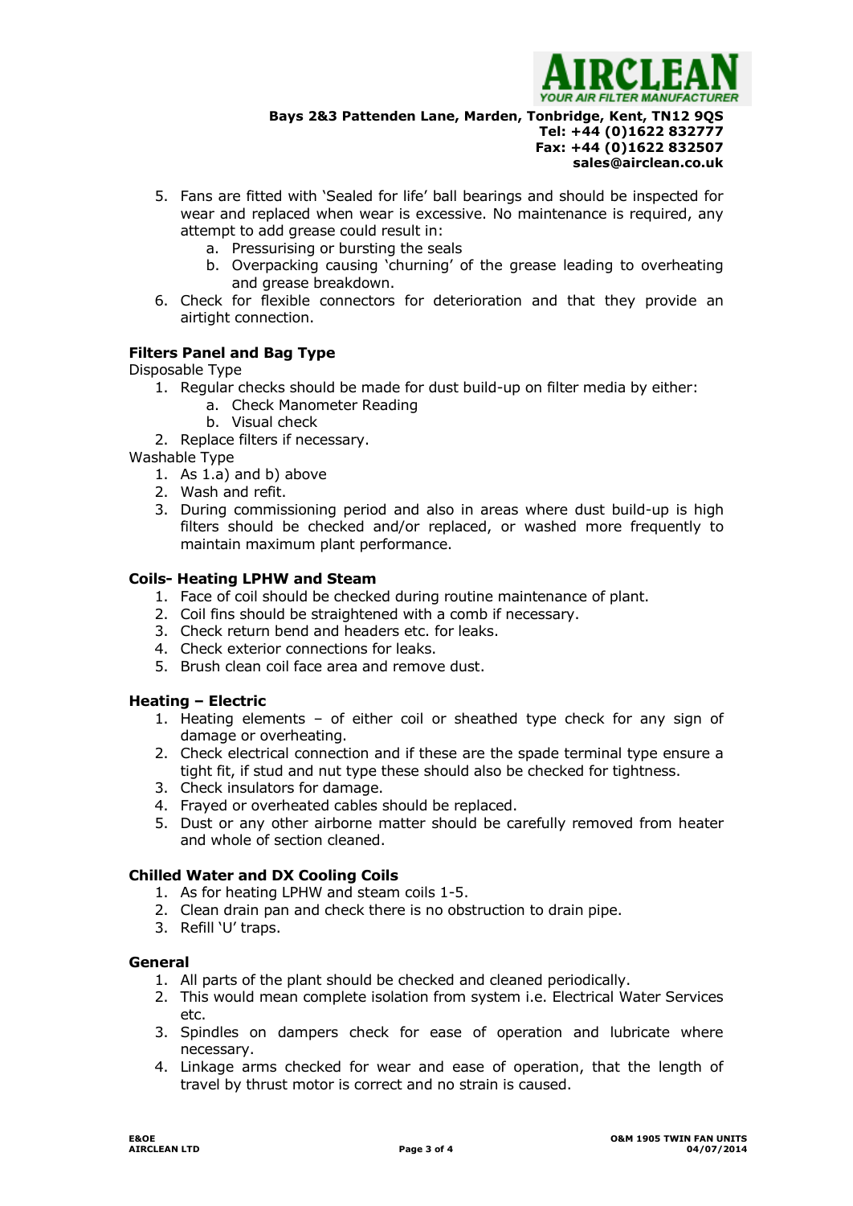5. Fans are fitted with 'Sealed for life' ball bearings and should be inspected for wear and replaced when wear is excessive. No maintenance is required, any attempt to add grease could result in:
    a. Pressurising or bursting the seals
    b. Overpacking causing 'churning' of the grease leading to overheating and grease breakdown.
6. Check for flexible connectors for deterioration and that they provide an airtight connection.

**Filters Panel and Bag Type**

Disposable Type

1. Regular checks should be made for dust build-up on filter media by either:
    a. Check Manometer Reading
    b. Visual check
2. Replace filters if necessary.

Washable Type

1. As 1.a) and b) above
2. Wash and refit.
3. During commissioning period and also in areas where dust build-up is high filters should be checked and/or replaced, or washed more frequently to maintain maximum plant performance.

**Coils- Heating LPHW and Steam**

1. Face of coil should be checked during routine maintenance of plant.
2. Coil fins should be straightened with a comb if necessary.
3. Check return bend and headers etc. for leaks.
4. Check exterior connections for leaks.
5. Brush clean coil face area and remove dust.

**Heating – Electric**

1. Heating elements – of either coil or sheathed type check for any sign of damage or overheating.
2. Check electrical connection and if these are the spade terminal type ensure a tight fit, if stud and nut type these should also be checked for tightness.
3. Check insulators for damage.
4. Frayed or overheated cables should be replaced.
5. Dust or any other airborne matter should be carefully removed from heater and whole of section cleaned.

**Chilled Water and DX Cooling Coils**

1. As for heating LPHW and steam coils 1-5.
2. Clean drain pan and check there is no obstruction to drain pipe.
3. Refill 'U' traps.

**General**

1. All parts of the plant should be checked and cleaned periodically.
2. This would mean complete isolation from system i.e. Electrical Water Services etc.
3. Spindles on dampers check for ease of operation and lubricate where necessary.
4. Linkage arms checked for wear and ease of operation, that the length of travel by thrust motor is correct and no strain is caused.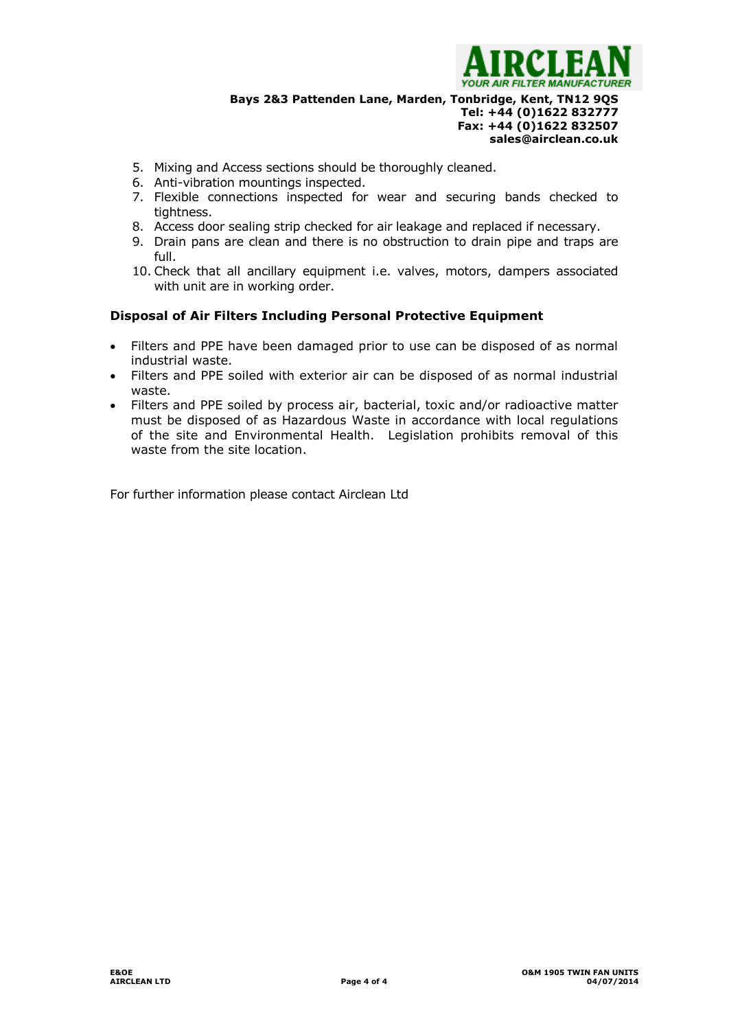5. Mixing and Access sections should be thoroughly cleaned.
6. Anti-vibration mountings inspected.
7. Flexible connections inspected for wear and securing bands checked to tightness.
8. Access door sealing strip checked for air leakage and replaced if necessary.
9. Drain pans are clean and there is no obstruction to drain pipe and traps are full.
10. Check that all ancillary equipment i.e. valves, motors, dampers associated with unit are in working order.

### Disposal of Air Filters Including Personal Protective Equipment

- Filters and PPE have been damaged prior to use can be disposed of as normal industrial waste.
- Filters and PPE soiled with exterior air can be disposed of as normal industrial waste.
- Filters and PPE soiled by process air, bacterial, toxic and/or radioactive matter must be disposed of as Hazardous Waste in accordance with local regulations of the site and Environmental Health. Legislation prohibits removal of this waste from the site location.

For further information please contact Airclean Ltd